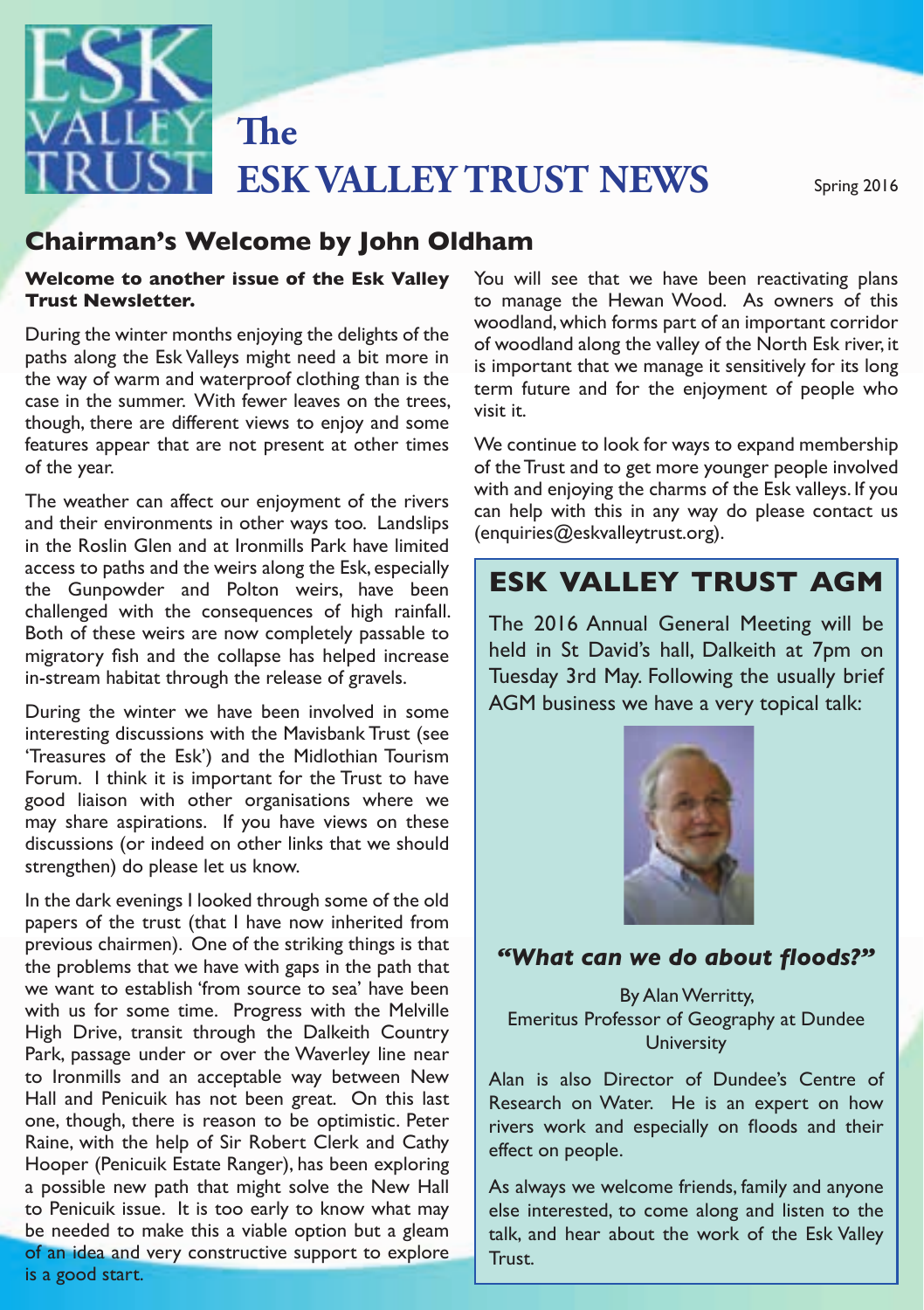# The ESK VALLEY TRUST NEWS

Spring 2016

## Chairman's Welcome by John Oldham

**Welcome to another issue of the Esk Valley Trust Newsletter.**

During the winter months enjoying the delights of the paths along the Esk Valleys might need a bit more in the way of warm and waterproof clothing than is the case in the summer. With fewer leaves on the trees, though, there are different views to enjoy and some features appear that are not present at other times of the year.

The weather can affect our enjoyment of the rivers and their environments in other ways too. Landslips in the Roslin Glen and at Ironmills Park have limited access to paths and the weirs along the Esk, especially the Gunpowder and Polton weirs, have been challenged with the consequences of high rainfall. Both of these weirs are now completely passable to migratory fish and the collapse has helped increase in-stream habitat through the release of gravels.

During the winter we have been involved in some interesting discussions with the Mavisbank Trust (see 'Treasures of the Esk') and the Midlothian Tourism Forum. I think it is important for the Trust to have good liaison with other organisations where we may share aspirations. If you have views on these discussions (or indeed on other links that we should strengthen) do please let us know.

In the dark evenings I looked through some of the old papers of the trust (that I have now inherited from previous chairmen). One of the striking things is that the problems that we have with gaps in the path that we want to establish 'from source to sea' have been with us for some time. Progress with the Melville High Drive, transit through the Dalkeith Country Park, passage under or over the Waverley line near to Ironmills and an acceptable way between New Hall and Penicuik has not been great. On this last one, though, there is reason to be optimistic. Peter Raine, with the help of Sir Robert Clerk and Cathy Hooper (Penicuik Estate Ranger), has been exploring a possible new path that might solve the New Hall to Penicuik issue. It is too early to know what may be needed to make this a viable option but a gleam of an idea and very constructive support to explore is a good start.

You will see that we have been reactivating plans to manage the Hewan Wood. As owners of this woodland, which forms part of an important corridor of woodland along the valley of the North Esk river, it is important that we manage it sensitively for its long term future and for the enjoyment of people who visit it.

We continue to look for ways to expand membership of the Trust and to get more younger people involved with and enjoying the charms of the Esk valleys. If you can help with this in any way do please contact us (enquiries@eskvalleytrust.org).

## ESK VALLEY TRUST AGM

The 2016 Annual General Meeting will be held in St David's hall, Dalkeith at 7pm on Tuesday 3rd May. Following the usually brief AGM business we have a very topical talk:

### *"What can we do about floods?"*

By Alan Werritty,
Emeritus Professor of Geography at Dundee University

Alan is also Director of Dundee's Centre of Research on Water. He is an expert on how rivers work and especially on floods and their effect on people.

As always we welcome friends, family and anyone else interested, to come along and listen to the talk, and hear about the work of the Esk Valley Trust.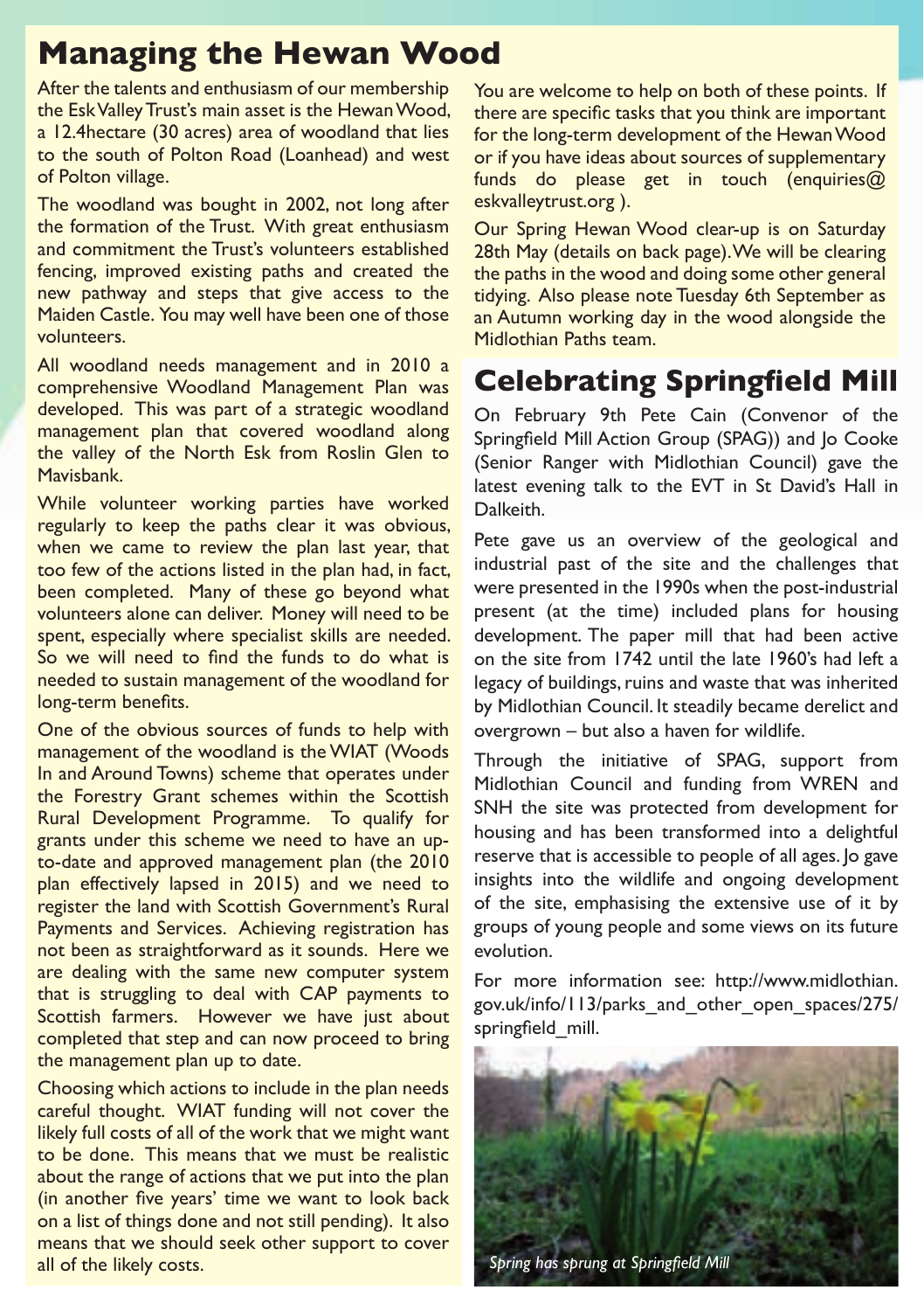# Managing the Hewan Wood

After the talents and enthusiasm of our membership the Esk Valley Trust's main asset is the Hewan Wood, a 12.4hectare (30 acres) area of woodland that lies to the south of Polton Road (Loanhead) and west of Polton village.

The woodland was bought in 2002, not long after the formation of the Trust. With great enthusiasm and commitment the Trust's volunteers established fencing, improved existing paths and created the new pathway and steps that give access to the Maiden Castle. You may well have been one of those volunteers.

All woodland needs management and in 2010 a comprehensive Woodland Management Plan was developed. This was part of a strategic woodland management plan that covered woodland along the valley of the North Esk from Roslin Glen to Mavisbank.

While volunteer working parties have worked regularly to keep the paths clear it was obvious, when we came to review the plan last year, that too few of the actions listed in the plan had, in fact, been completed. Many of these go beyond what volunteers alone can deliver. Money will need to be spent, especially where specialist skills are needed. So we will need to find the funds to do what is needed to sustain management of the woodland for long-term benefits.

One of the obvious sources of funds to help with management of the woodland is the WIAT (Woods In and Around Towns) scheme that operates under the Forestry Grant schemes within the Scottish Rural Development Programme. To qualify for grants under this scheme we need to have an up-to-date and approved management plan (the 2010 plan effectively lapsed in 2015) and we need to register the land with Scottish Government's Rural Payments and Services. Achieving registration has not been as straightforward as it sounds. Here we are dealing with the same new computer system that is struggling to deal with CAP payments to Scottish farmers. However we have just about completed that step and can now proceed to bring the management plan up to date.

Choosing which actions to include in the plan needs careful thought. WIAT funding will not cover the likely full costs of all of the work that we might want to be done. This means that we must be realistic about the range of actions that we put into the plan (in another five years' time we want to look back on a list of things done and not still pending). It also means that we should seek other support to cover all of the likely costs.

You are welcome to help on both of these points. If there are specific tasks that you think are important for the long-term development of the Hewan Wood or if you have ideas about sources of supplementary funds do please get in touch (enquiries@eskvalleytrust.org ).

Our Spring Hewan Wood clear-up is on Saturday 28th May (details on back page). We will be clearing the paths in the wood and doing some other general tidying. Also please note Tuesday 6th September as an Autumn working day in the wood alongside the Midlothian Paths team.

# Celebrating Springfield Mill

On February 9th Pete Cain (Convenor of the Springfield Mill Action Group (SPAG)) and Jo Cooke (Senior Ranger with Midlothian Council) gave the latest evening talk to the EVT in St David's Hall in Dalkeith.

Pete gave us an overview of the geological and industrial past of the site and the challenges that were presented in the 1990s when the post-industrial present (at the time) included plans for housing development. The paper mill that had been active on the site from 1742 until the late 1960's had left a legacy of buildings, ruins and waste that was inherited by Midlothian Council. It steadily became derelict and overgrown – but also a haven for wildlife.

Through the initiative of SPAG, support from Midlothian Council and funding from WREN and SNH the site was protected from development for housing and has been transformed into a delightful reserve that is accessible to people of all ages. Jo gave insights into the wildlife and ongoing development of the site, emphasising the extensive use of it by groups of young people and some views on its future evolution.

For more information see: http://www.midlothian.gov.uk/info/113/parks_and_other_open_spaces/275/springfield_mill.

*Spring has sprung at Springfield Mill*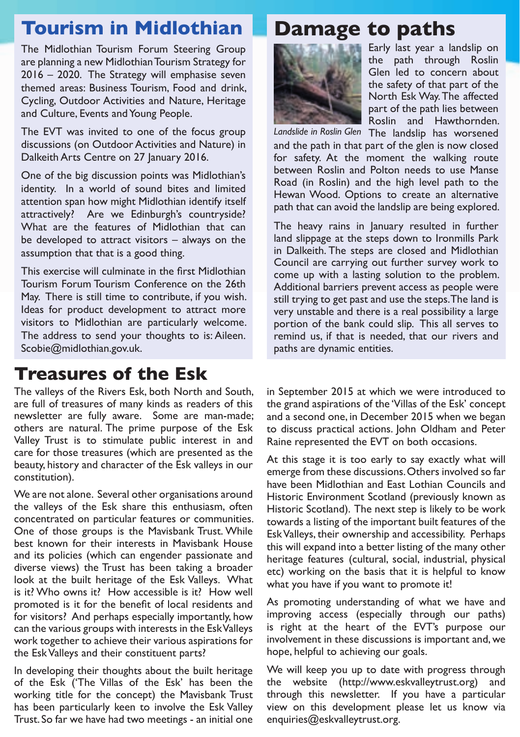## Tourism in Midlothian

The Midlothian Tourism Forum Steering Group are planning a new Midlothian Tourism Strategy for 2016 – 2020. The Strategy will emphasise seven themed areas: Business Tourism, Food and drink, Cycling, Outdoor Activities and Nature, Heritage and Culture, Events and Young People.

The EVT was invited to one of the focus group discussions (on Outdoor Activities and Nature) in Dalkeith Arts Centre on 27 January 2016.

One of the big discussion points was Midlothian's identity. In a world of sound bites and limited attention span how might Midlothian identify itself attractively? Are we Edinburgh's countryside? What are the features of Midlothian that can be developed to attract visitors – always on the assumption that that is a good thing.

This exercise will culminate in the first Midlothian Tourism Forum Tourism Conference on the 26th May. There is still time to contribute, if you wish. Ideas for product development to attract more visitors to Midlothian are particularly welcome. The address to send your thoughts to is: Aileen.Scobie@midlothian.gov.uk.

## Damage to paths

*Landslide in Roslin Glen*

Early last year a landslip on the path through Roslin Glen led to concern about the safety of that part of the North Esk Way. The affected part of the path lies between Roslin and Hawthornden. The landslip has worsened and the path in that part of the glen is now closed for safety. At the moment the walking route between Roslin and Polton needs to use Manse Road (in Roslin) and the high level path to the Hewan Wood. Options to create an alternative path that can avoid the landslip are being explored.

The heavy rains in January resulted in further land slippage at the steps down to Ironmills Park in Dalkeith. The steps are closed and Midlothian Council are carrying out further survey work to come up with a lasting solution to the problem. Additional barriers prevent access as people were still trying to get past and use the steps. The land is very unstable and there is a real possibility a large portion of the bank could slip. This all serves to remind us, if that is needed, that our rivers and paths are dynamic entities.

## Treasures of the Esk

The valleys of the Rivers Esk, both North and South, are full of treasures of many kinds as readers of this newsletter are fully aware. Some are man-made; others are natural. The prime purpose of the Esk Valley Trust is to stimulate public interest in and care for those treasures (which are presented as the beauty, history and character of the Esk valleys in our constitution).

We are not alone. Several other organisations around the valleys of the Esk share this enthusiasm, often concentrated on particular features or communities. One of those groups is the Mavisbank Trust. While best known for their interests in Mavisbank House and its policies (which can engender passionate and diverse views) the Trust has been taking a broader look at the built heritage of the Esk Valleys. What is it? Who owns it? How accessible is it? How well promoted is it for the benefit of local residents and for visitors? And perhaps especially importantly, how can the various groups with interests in the Esk Valleys work together to achieve their various aspirations for the Esk Valleys and their constituent parts?

In developing their thoughts about the built heritage of the Esk ('The Villas of the Esk' has been the working title for the concept) the Mavisbank Trust has been particularly keen to involve the Esk Valley Trust. So far we have had two meetings - an initial one in September 2015 at which we were introduced to the grand aspirations of the 'Villas of the Esk' concept and a second one, in December 2015 when we began to discuss practical actions. John Oldham and Peter Raine represented the EVT on both occasions.

At this stage it is too early to say exactly what will emerge from these discussions. Others involved so far have been Midlothian and East Lothian Councils and Historic Environment Scotland (previously known as Historic Scotland). The next step is likely to be work towards a listing of the important built features of the Esk Valleys, their ownership and accessibility. Perhaps this will expand into a better listing of the many other heritage features (cultural, social, industrial, physical etc) working on the basis that it is helpful to know what you have if you want to promote it!

As promoting understanding of what we have and improving access (especially through our paths) is right at the heart of the EVT's purpose our involvement in these discussions is important and, we hope, helpful to achieving our goals.

We will keep you up to date with progress through the website (http://www.eskvalleytrust.org) and through this newsletter. If you have a particular view on this development please let us know via enquiries@eskvalleytrust.org.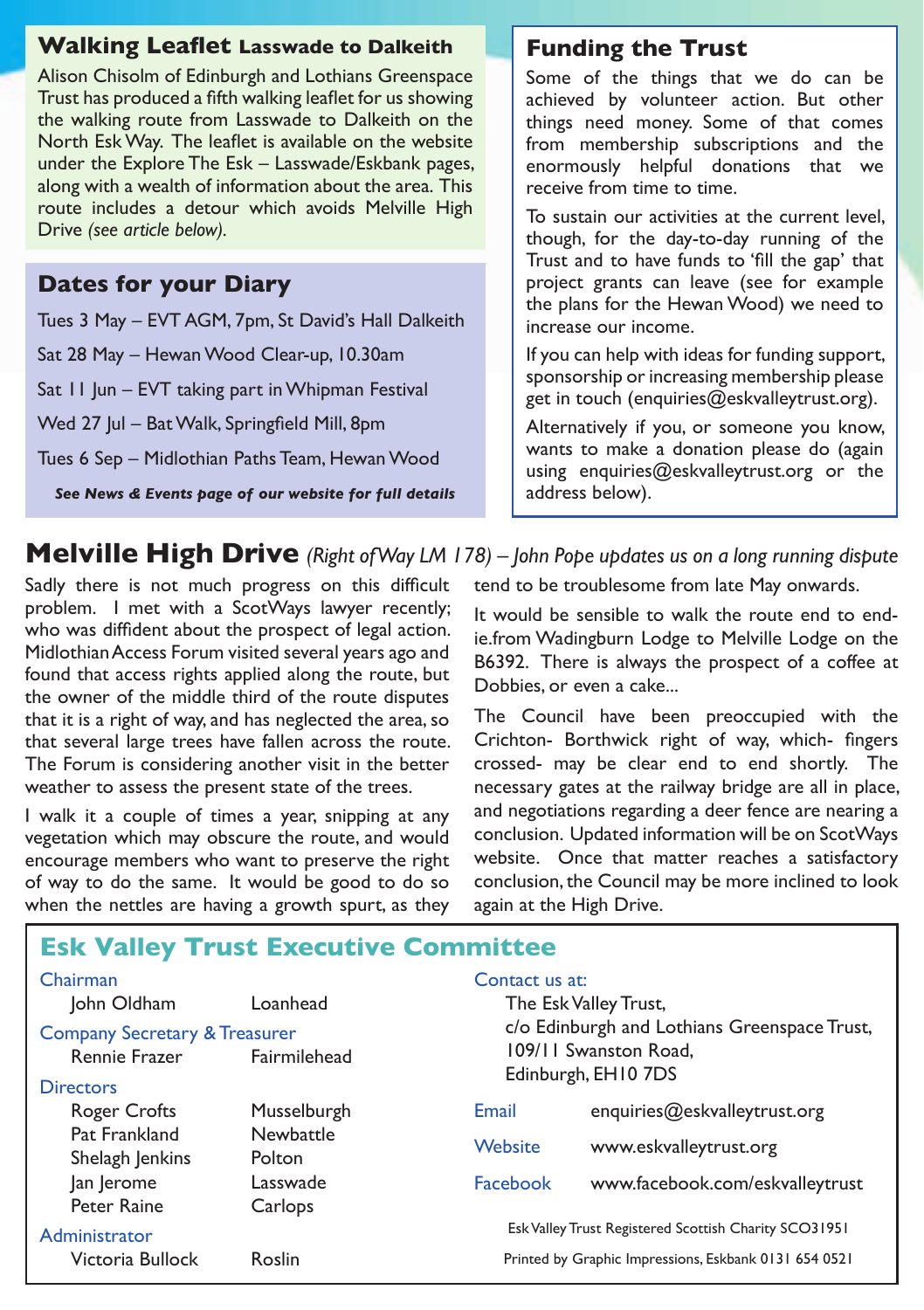## Walking Leaflet Lasswade to Dalkeith

Alison Chisolm of Edinburgh and Lothians Greenspace Trust has produced a fifth walking leaflet for us showing the walking route from Lasswade to Dalkeith on the North Esk Way. The leaflet is available on the website under the Explore The Esk – Lasswade/Eskbank pages, along with a wealth of information about the area. This route includes a detour which avoids Melville High Drive *(see article below)*.

## Dates for your Diary

Tues 3 May – EVT AGM, 7pm, St David's Hall Dalkeith

Sat 28 May – Hewan Wood Clear-up, 10.30am

Sat 11 Jun – EVT taking part in Whipman Festival

Wed 27 Jul – Bat Walk, Springfield Mill, 8pm

Tues 6 Sep – Midlothian Paths Team, Hewan Wood

***See News & Events page of our website for full details***

## Funding the Trust

Some of the things that we do can be achieved by volunteer action. But other things need money. Some of that comes from membership subscriptions and the enormously helpful donations that we receive from time to time.

To sustain our activities at the current level, though, for the day-to-day running of the Trust and to have funds to 'fill the gap' that project grants can leave (see for example the plans for the Hewan Wood) we need to increase our income.

If you can help with ideas for funding support, sponsorship or increasing membership please get in touch (enquiries@eskvalleytrust.org).

Alternatively if you, or someone you know, wants to make a donation please do (again using enquiries@eskvalleytrust.org or the address below).

## Melville High Drive *(Right of Way LM 178) – John Pope updates us on a long running dispute*

Sadly there is not much progress on this difficult problem. I met with a ScotWays lawyer recently; who was diffident about the prospect of legal action. Midlothian Access Forum visited several years ago and found that access rights applied along the route, but the owner of the middle third of the route disputes that it is a right of way, and has neglected the area, so that several large trees have fallen across the route. The Forum is considering another visit in the better weather to assess the present state of the trees.

I walk it a couple of times a year, snipping at any vegetation which may obscure the route, and would encourage members who want to preserve the right of way to do the same. It would be good to do so when the nettles are having a growth spurt, as they tend to be troublesome from late May onwards.

It would be sensible to walk the route end to end- ie.from Wadingburn Lodge to Melville Lodge on the B6392. There is always the prospect of a coffee at Dobbies, or even a cake...

The Council have been preoccupied with the Crichton- Borthwick right of way, which- fingers crossed- may be clear end to end shortly. The necessary gates at the railway bridge are all in place, and negotiations regarding a deer fence are nearing a conclusion. Updated information will be on ScotWays website. Once that matter reaches a satisfactory conclusion, the Council may be more inclined to look again at the High Drive.

## Esk Valley Trust Executive Committee

**Chairman**
John Oldham — Loanhead

**Company Secretary & Treasurer**
Rennie Frazer — Fairmilehead

**Directors**
Roger Crofts — Musselburgh
Pat Frankland — Newbattle
Shelagh Jenkins — Polton
Jan Jerome — Lasswade
Peter Raine — Carlops

**Administrator**
Victoria Bullock — Roslin

**Contact us at:**
The Esk Valley Trust,
c/o Edinburgh and Lothians Greenspace Trust,
109/11 Swanston Road,
Edinburgh, EH10 7DS

**Email** enquiries@eskvalleytrust.org

**Website** www.eskvalleytrust.org

**Facebook** www.facebook.com/eskvalleytrust

Esk Valley Trust Registered Scottish Charity SCO31951

Printed by Graphic Impressions, Eskbank 0131 654 0521